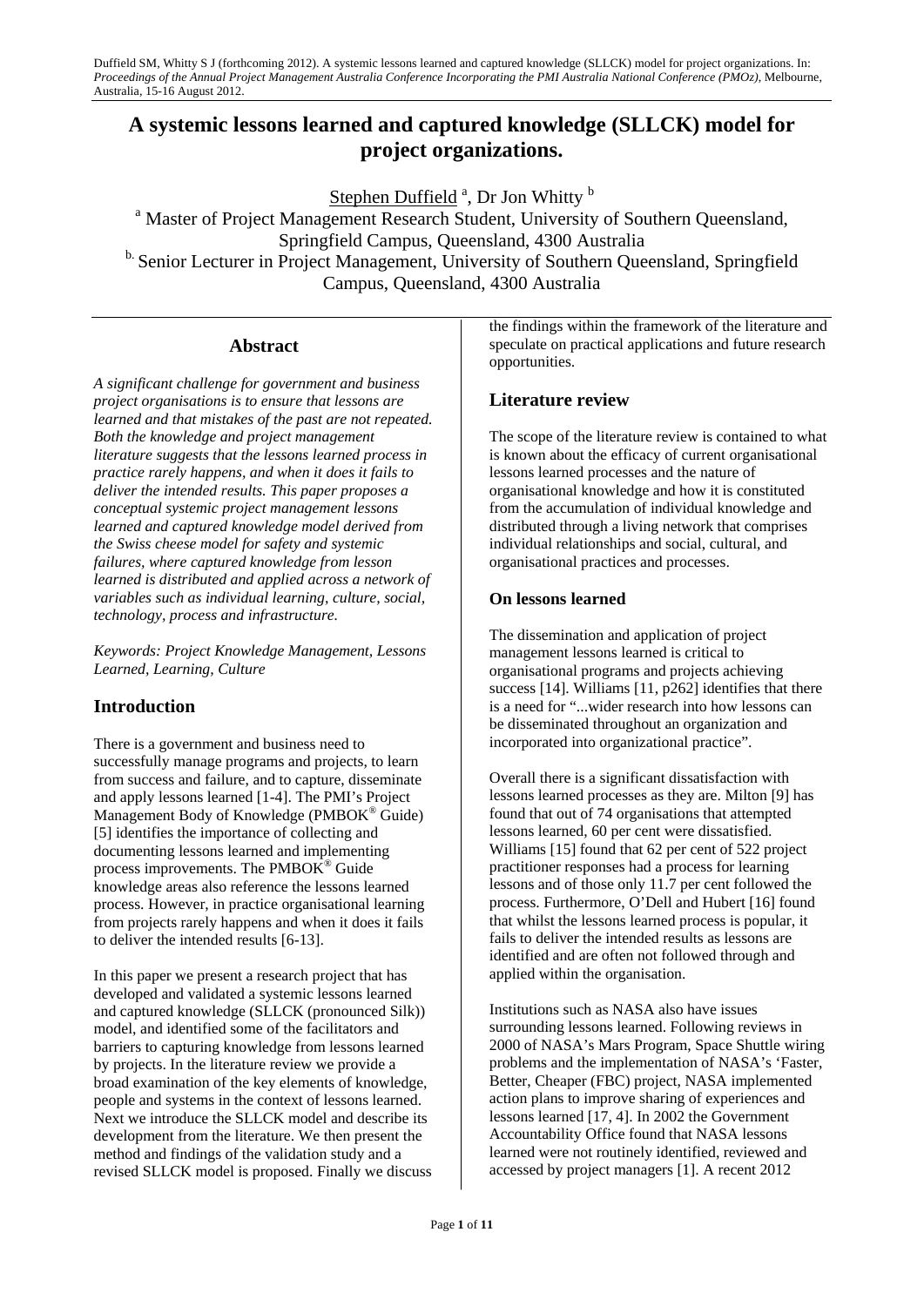Duffield SM, Whitty S J (forthcoming 2012). A systemic lessons learned and captured knowledge (SLLCK) model for project organizations. In: *Proceedings of the Annual Project Management Australia Conference Incorporating the PMI Australia National Conference (PMOz)*, Melbourne, Australia, 15-16 August 2012.

# A systemic lessons learned and captured knowledge (SLLCK) model for project organizations.

Stephen Duffield [a], Dr Jon Whitty [b]

[a] Master of Project Management Research Student, University of Southern Queensland, Springfield Campus, Queensland, 4300 Australia

[b] Senior Lecturer in Project Management, University of Southern Queensland, Springfield Campus, Queensland, 4300 Australia

## Abstract

*A significant challenge for government and business project organisations is to ensure that lessons are learned and that mistakes of the past are not repeated. Both the knowledge and project management literature suggests that the lessons learned process in practice rarely happens, and when it does it fails to deliver the intended results. This paper proposes a conceptual systemic project management lessons learned and captured knowledge model derived from the Swiss cheese model for safety and systemic failures, where captured knowledge from lesson learned is distributed and applied across a network of variables such as individual learning, culture, social, technology, process and infrastructure.*

*Keywords: Project Knowledge Management, Lessons Learned, Learning, Culture*

## Introduction

There is a government and business need to successfully manage programs and projects, to learn from success and failure, and to capture, disseminate and apply lessons learned [1-4]. The PMI's Project Management Body of Knowledge (PMBOK® Guide) [5] identifies the importance of collecting and documenting lessons learned and implementing process improvements. The PMBOK® Guide knowledge areas also reference the lessons learned process. However, in practice organisational learning from projects rarely happens and when it does it fails to deliver the intended results [6-13].

In this paper we present a research project that has developed and validated a systemic lessons learned and captured knowledge (SLLCK (pronounced Silk)) model, and identified some of the facilitators and barriers to capturing knowledge from lessons learned by projects. In the literature review we provide a broad examination of the key elements of knowledge, people and systems in the context of lessons learned. Next we introduce the SLLCK model and describe its development from the literature. We then present the method and findings of the validation study and a revised SLLCK model is proposed. Finally we discuss the findings within the framework of the literature and speculate on practical applications and future research opportunities.

## Literature review

The scope of the literature review is contained to what is known about the efficacy of current organisational lessons learned processes and the nature of organisational knowledge and how it is constituted from the accumulation of individual knowledge and distributed through a living network that comprises individual relationships and social, cultural, and organisational practices and processes.

### On lessons learned

The dissemination and application of project management lessons learned is critical to organisational programs and projects achieving success [14]. Williams [11, p262] identifies that there is a need for "...wider research into how lessons can be disseminated throughout an organization and incorporated into organizational practice".

Overall there is a significant dissatisfaction with lessons learned processes as they are. Milton [9] has found that out of 74 organisations that attempted lessons learned, 60 per cent were dissatisfied. Williams [15] found that 62 per cent of 522 project practitioner responses had a process for learning lessons and of those only 11.7 per cent followed the process. Furthermore, O'Dell and Hubert [16] found that whilst the lessons learned process is popular, it fails to deliver the intended results as lessons are identified and are often not followed through and applied within the organisation.

Institutions such as NASA also have issues surrounding lessons learned. Following reviews in 2000 of NASA's Mars Program, Space Shuttle wiring problems and the implementation of NASA's 'Faster, Better, Cheaper (FBC) project, NASA implemented action plans to improve sharing of experiences and lessons learned [17, 4]. In 2002 the Government Accountability Office found that NASA lessons learned were not routinely identified, reviewed and accessed by project managers [1]. A recent 2012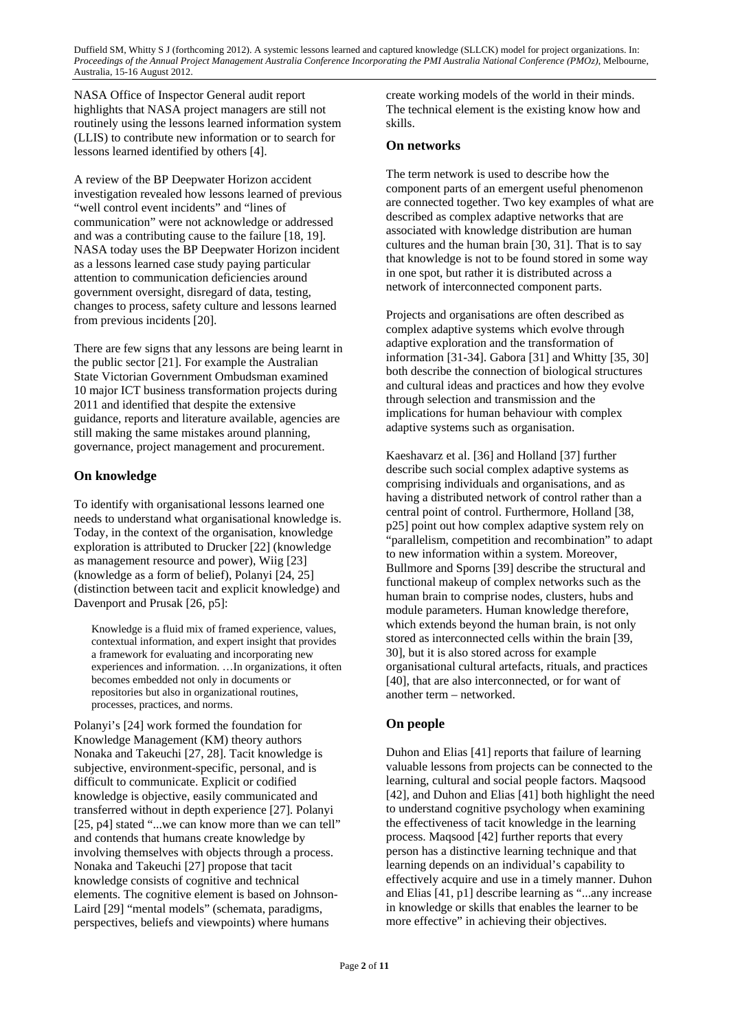NASA Office of Inspector General audit report highlights that NASA project managers are still not routinely using the lessons learned information system (LLIS) to contribute new information or to search for lessons learned identified by others [4].

A review of the BP Deepwater Horizon accident investigation revealed how lessons learned of previous "well control event incidents" and "lines of communication" were not acknowledge or addressed and was a contributing cause to the failure [18, 19]. NASA today uses the BP Deepwater Horizon incident as a lessons learned case study paying particular attention to communication deficiencies around government oversight, disregard of data, testing, changes to process, safety culture and lessons learned from previous incidents [20].

There are few signs that any lessons are being learnt in the public sector [21]. For example the Australian State Victorian Government Ombudsman examined 10 major ICT business transformation projects during 2011 and identified that despite the extensive guidance, reports and literature available, agencies are still making the same mistakes around planning, governance, project management and procurement.

## On knowledge

To identify with organisational lessons learned one needs to understand what organisational knowledge is. Today, in the context of the organisation, knowledge exploration is attributed to Drucker [22] (knowledge as management resource and power), Wiig [23] (knowledge as a form of belief), Polanyi [24, 25] (distinction between tacit and explicit knowledge) and Davenport and Prusak [26, p5]:

> Knowledge is a fluid mix of framed experience, values, contextual information, and expert insight that provides a framework for evaluating and incorporating new experiences and information. …In organizations, it often becomes embedded not only in documents or repositories but also in organizational routines, processes, practices, and norms.

Polanyi's [24] work formed the foundation for Knowledge Management (KM) theory authors Nonaka and Takeuchi [27, 28]. Tacit knowledge is subjective, environment-specific, personal, and is difficult to communicate. Explicit or codified knowledge is objective, easily communicated and transferred without in depth experience [27]. Polanyi [25, p4] stated "...we can know more than we can tell" and contends that humans create knowledge by involving themselves with objects through a process. Nonaka and Takeuchi [27] propose that tacit knowledge consists of cognitive and technical elements. The cognitive element is based on Johnson-Laird [29] "mental models" (schemata, paradigms, perspectives, beliefs and viewpoints) where humans create working models of the world in their minds. The technical element is the existing know how and skills.

## On networks

The term network is used to describe how the component parts of an emergent useful phenomenon are connected together. Two key examples of what are described as complex adaptive networks that are associated with knowledge distribution are human cultures and the human brain [30, 31]. That is to say that knowledge is not to be found stored in some way in one spot, but rather it is distributed across a network of interconnected component parts.

Projects and organisations are often described as complex adaptive systems which evolve through adaptive exploration and the transformation of information [31-34]. Gabora [31] and Whitty [35, 30] both describe the connection of biological structures and cultural ideas and practices and how they evolve through selection and transmission and the implications for human behaviour with complex adaptive systems such as organisation.

Kaeshavarz et al. [36] and Holland [37] further describe such social complex adaptive systems as comprising individuals and organisations, and as having a distributed network of control rather than a central point of control. Furthermore, Holland [38, p25] point out how complex adaptive system rely on "parallelism, competition and recombination" to adapt to new information within a system. Moreover, Bullmore and Sporns [39] describe the structural and functional makeup of complex networks such as the human brain to comprise nodes, clusters, hubs and module parameters. Human knowledge therefore, which extends beyond the human brain, is not only stored as interconnected cells within the brain [39, 30], but it is also stored across for example organisational cultural artefacts, rituals, and practices [40], that are also interconnected, or for want of another term – networked.

## On people

Duhon and Elias [41] reports that failure of learning valuable lessons from projects can be connected to the learning, cultural and social people factors. Maqsood [42], and Duhon and Elias [41] both highlight the need to understand cognitive psychology when examining the effectiveness of tacit knowledge in the learning process. Maqsood [42] further reports that every person has a distinctive learning technique and that learning depends on an individual's capability to effectively acquire and use in a timely manner. Duhon and Elias [41, p1] describe learning as "...any increase in knowledge or skills that enables the learner to be more effective" in achieving their objectives.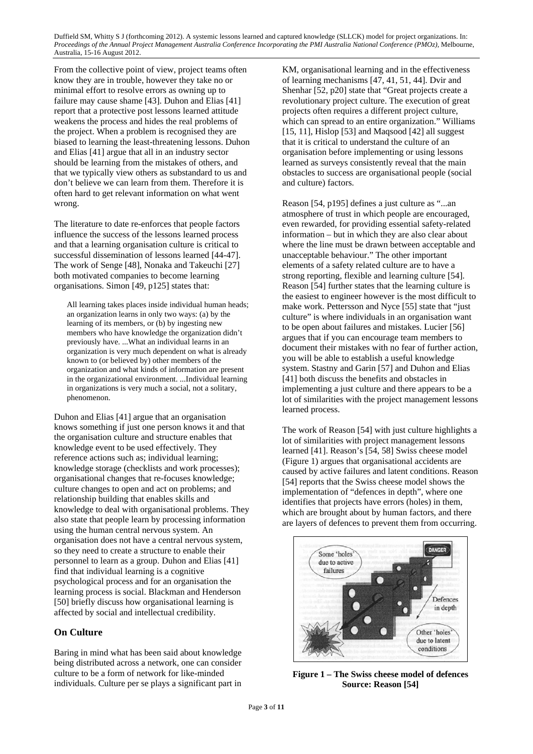From the collective point of view, project teams often know they are in trouble, however they take no or minimal effort to resolve errors as owning up to failure may cause shame [43]. Duhon and Elias [41] report that a protective post lessons learned attitude weakens the process and hides the real problems of the project. When a problem is recognised they are biased to learning the least-threatening lessons. Duhon and Elias [41] argue that all in an industry sector should be learning from the mistakes of others, and that we typically view others as substandard to us and don't believe we can learn from them. Therefore it is often hard to get relevant information on what went wrong.

The literature to date re-enforces that people factors influence the success of the lessons learned process and that a learning organisation culture is critical to successful dissemination of lessons learned [44-47]. The work of Senge [48], Nonaka and Takeuchi [27] both motivated companies to become learning organisations. Simon [49, p125] states that:

> All learning takes places inside individual human heads; an organization learns in only two ways: (a) by the learning of its members, or (b) by ingesting new members who have knowledge the organization didn't previously have. ...What an individual learns in an organization is very much dependent on what is already known to (or believed by) other members of the organization and what kinds of information are present in the organizational environment. ...Individual learning in organizations is very much a social, not a solitary, phenomenon.

Duhon and Elias [41] argue that an organisation knows something if just one person knows it and that the organisation culture and structure enables that knowledge event to be used effectively. They reference actions such as; individual learning; knowledge storage (checklists and work processes); organisational changes that re-focuses knowledge; culture changes to open and act on problems; and relationship building that enables skills and knowledge to deal with organisational problems. They also state that people learn by processing information using the human central nervous system. An organisation does not have a central nervous system, so they need to create a structure to enable their personnel to learn as a group. Duhon and Elias [41] find that individual learning is a cognitive psychological process and for an organisation the learning process is social. Blackman and Henderson [50] briefly discuss how organisational learning is affected by social and intellectual credibility.

## On Culture

Baring in mind what has been said about knowledge being distributed across a network, one can consider culture to be a form of network for like-minded individuals. Culture per se plays a significant part in KM, organisational learning and in the effectiveness of learning mechanisms [47, 41, 51, 44]. Dvir and Shenhar [52, p20] state that "Great projects create a revolutionary project culture. The execution of great projects often requires a different project culture, which can spread to an entire organization." Williams [15, 11], Hislop [53] and Maqsood [42] all suggest that it is critical to understand the culture of an organisation before implementing or using lessons learned as surveys consistently reveal that the main obstacles to success are organisational people (social and culture) factors.

Reason [54, p195] defines a just culture as "...an atmosphere of trust in which people are encouraged, even rewarded, for providing essential safety-related information – but in which they are also clear about where the line must be drawn between acceptable and unacceptable behaviour." The other important elements of a safety related culture are to have a strong reporting, flexible and learning culture [54]. Reason [54] further states that the learning culture is the easiest to engineer however is the most difficult to make work. Pettersson and Nyce [55] state that "just culture" is where individuals in an organisation want to be open about failures and mistakes. Lucier [56] argues that if you can encourage team members to document their mistakes with no fear of further action, you will be able to establish a useful knowledge system. Stastny and Garin [57] and Duhon and Elias [41] both discuss the benefits and obstacles in implementing a just culture and there appears to be a lot of similarities with the project management lessons learned process.

The work of Reason [54] with just culture highlights a lot of similarities with project management lessons learned [41]. Reason's [54, 58] Swiss cheese model (Figure 1) argues that organisational accidents are caused by active failures and latent conditions. Reason [54] reports that the Swiss cheese model shows the implementation of "defences in depth", where one identifies that projects have errors (holes) in them, which are brought about by human factors, and there are layers of defences to prevent them from occurring.

**Figure 1 – The Swiss cheese model of defences**
**Source: Reason [54]**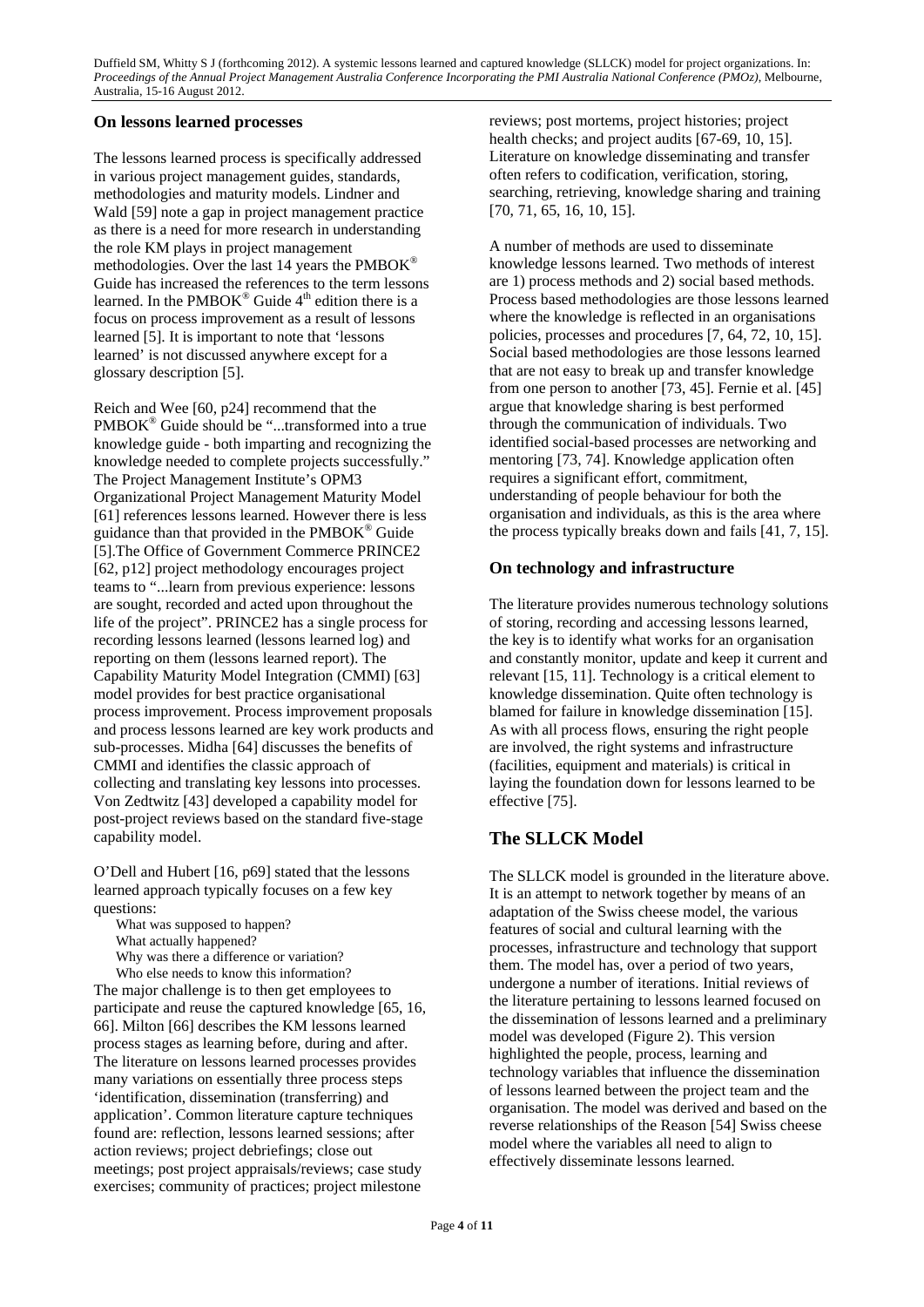## On lessons learned processes

The lessons learned process is specifically addressed in various project management guides, standards, methodologies and maturity models. Lindner and Wald [59] note a gap in project management practice as there is a need for more research in understanding the role KM plays in project management methodologies. Over the last 14 years the PMBOK® Guide has increased the references to the term lessons learned. In the PMBOK® Guide 4th edition there is a focus on process improvement as a result of lessons learned [5]. It is important to note that 'lessons learned' is not discussed anywhere except for a glossary description [5].

Reich and Wee [60, p24] recommend that the PMBOK® Guide should be "...transformed into a true knowledge guide - both imparting and recognizing the knowledge needed to complete projects successfully." The Project Management Institute's OPM3 Organizational Project Management Maturity Model [61] references lessons learned. However there is less guidance than that provided in the PMBOK® Guide [5].The Office of Government Commerce PRINCE2 [62, p12] project methodology encourages project teams to "...learn from previous experience: lessons are sought, recorded and acted upon throughout the life of the project". PRINCE2 has a single process for recording lessons learned (lessons learned log) and reporting on them (lessons learned report). The Capability Maturity Model Integration (CMMI) [63] model provides for best practice organisational process improvement. Process improvement proposals and process lessons learned are key work products and sub-processes. Midha [64] discusses the benefits of CMMI and identifies the classic approach of collecting and translating key lessons into processes. Von Zedtwitz [43] developed a capability model for post-project reviews based on the standard five-stage capability model.

O'Dell and Hubert [16, p69] stated that the lessons learned approach typically focuses on a few key questions:

What was supposed to happen?
What actually happened?
Why was there a difference or variation?
Who else needs to know this information?

The major challenge is to then get employees to participate and reuse the captured knowledge [65, 16, 66]. Milton [66] describes the KM lessons learned process stages as learning before, during and after. The literature on lessons learned processes provides many variations on essentially three process steps 'identification, dissemination (transferring) and application'. Common literature capture techniques found are: reflection, lessons learned sessions; after action reviews; project debriefings; close out meetings; post project appraisals/reviews; case study exercises; community of practices; project milestone reviews; post mortems, project histories; project health checks; and project audits [67-69, 10, 15]. Literature on knowledge disseminating and transfer often refers to codification, verification, storing, searching, retrieving, knowledge sharing and training [70, 71, 65, 16, 10, 15].

A number of methods are used to disseminate knowledge lessons learned. Two methods of interest are 1) process methods and 2) social based methods. Process based methodologies are those lessons learned where the knowledge is reflected in an organisations policies, processes and procedures [7, 64, 72, 10, 15]. Social based methodologies are those lessons learned that are not easy to break up and transfer knowledge from one person to another [73, 45]. Fernie et al. [45] argue that knowledge sharing is best performed through the communication of individuals. Two identified social-based processes are networking and mentoring [73, 74]. Knowledge application often requires a significant effort, commitment, understanding of people behaviour for both the organisation and individuals, as this is the area where the process typically breaks down and fails [41, 7, 15].

## On technology and infrastructure

The literature provides numerous technology solutions of storing, recording and accessing lessons learned, the key is to identify what works for an organisation and constantly monitor, update and keep it current and relevant [15, 11]. Technology is a critical element to knowledge dissemination. Quite often technology is blamed for failure in knowledge dissemination [15]. As with all process flows, ensuring the right people are involved, the right systems and infrastructure (facilities, equipment and materials) is critical in laying the foundation down for lessons learned to be effective [75].

# The SLLCK Model

The SLLCK model is grounded in the literature above. It is an attempt to network together by means of an adaptation of the Swiss cheese model, the various features of social and cultural learning with the processes, infrastructure and technology that support them. The model has, over a period of two years, undergone a number of iterations. Initial reviews of the literature pertaining to lessons learned focused on the dissemination of lessons learned and a preliminary model was developed (Figure 2). This version highlighted the people, process, learning and technology variables that influence the dissemination of lessons learned between the project team and the organisation. The model was derived and based on the reverse relationships of the Reason [54] Swiss cheese model where the variables all need to align to effectively disseminate lessons learned.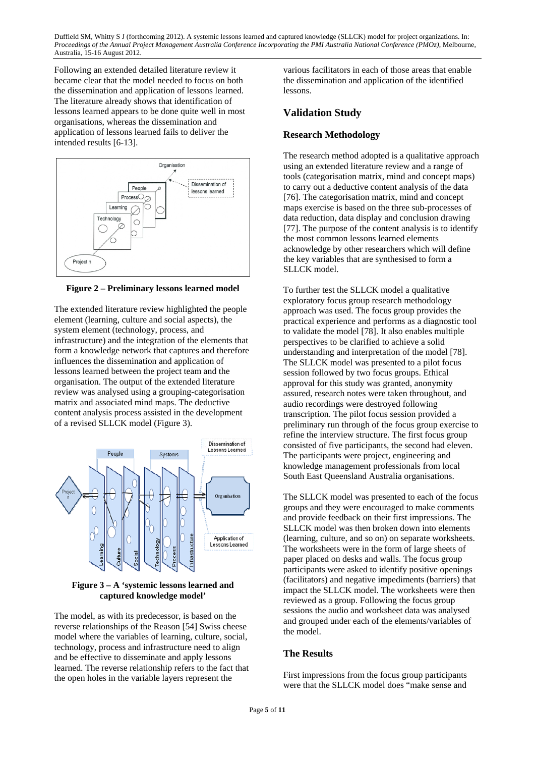Following an extended detailed literature review it became clear that the model needed to focus on both the dissemination and application of lessons learned. The literature already shows that identification of lessons learned appears to be done quite well in most organisations, whereas the dissemination and application of lessons learned fails to deliver the intended results [6-13].

**Figure 2 – Preliminary lessons learned model**

The extended literature review highlighted the people element (learning, culture and social aspects), the system element (technology, process, and infrastructure) and the integration of the elements that form a knowledge network that captures and therefore influences the dissemination and application of lessons learned between the project team and the organisation. The output of the extended literature review was analysed using a grouping-categorisation matrix and associated mind maps. The deductive content analysis process assisted in the development of a revised SLLCK model (Figure 3).

**Figure 3 – A 'systemic lessons learned and captured knowledge model'**

The model, as with its predecessor, is based on the reverse relationships of the Reason [54] Swiss cheese model where the variables of learning, culture, social, technology, process and infrastructure need to align and be effective to disseminate and apply lessons learned. The reverse relationship refers to the fact that the open holes in the variable layers represent the various facilitators in each of those areas that enable the dissemination and application of the identified lessons.

## Validation Study

### Research Methodology

The research method adopted is a qualitative approach using an extended literature review and a range of tools (categorisation matrix, mind and concept maps) to carry out a deductive content analysis of the data [76]. The categorisation matrix, mind and concept maps exercise is based on the three sub-processes of data reduction, data display and conclusion drawing [77]. The purpose of the content analysis is to identify the most common lessons learned elements acknowledge by other researchers which will define the key variables that are synthesised to form a SLLCK model.

To further test the SLLCK model a qualitative exploratory focus group research methodology approach was used. The focus group provides the practical experience and performs as a diagnostic tool to validate the model [78]. It also enables multiple perspectives to be clarified to achieve a solid understanding and interpretation of the model [78]. The SLLCK model was presented to a pilot focus session followed by two focus groups. Ethical approval for this study was granted, anonymity assured, research notes were taken throughout, and audio recordings were destroyed following transcription. The pilot focus session provided a preliminary run through of the focus group exercise to refine the interview structure. The first focus group consisted of five participants, the second had eleven. The participants were project, engineering and knowledge management professionals from local South East Queensland Australia organisations.

The SLLCK model was presented to each of the focus groups and they were encouraged to make comments and provide feedback on their first impressions. The SLLCK model was then broken down into elements (learning, culture, and so on) on separate worksheets. The worksheets were in the form of large sheets of paper placed on desks and walls. The focus group participants were asked to identify positive openings (facilitators) and negative impediments (barriers) that impact the SLLCK model. The worksheets were then reviewed as a group. Following the focus group sessions the audio and worksheet data was analysed and grouped under each of the elements/variables of the model.

### The Results

First impressions from the focus group participants were that the SLLCK model does "make sense and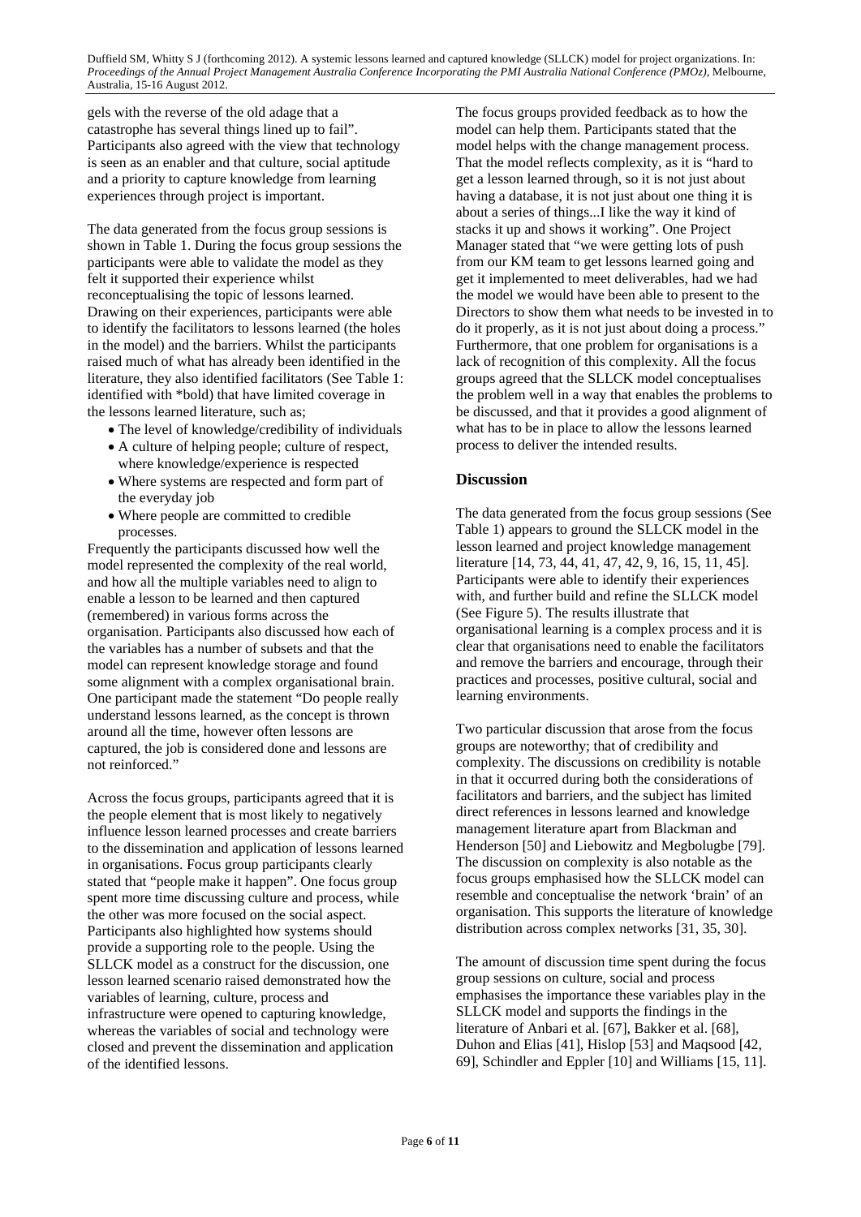gels with the reverse of the old adage that a catastrophe has several things lined up to fail". Participants also agreed with the view that technology is seen as an enabler and that culture, social aptitude and a priority to capture knowledge from learning experiences through project is important.

The data generated from the focus group sessions is shown in Table 1. During the focus group sessions the participants were able to validate the model as they felt it supported their experience whilst reconceptualising the topic of lessons learned. Drawing on their experiences, participants were able to identify the facilitators to lessons learned (the holes in the model) and the barriers. Whilst the participants raised much of what has already been identified in the literature, they also identified facilitators (See Table 1: identified with *bold) that have limited coverage in the lessons learned literature, such as;

- The level of knowledge/credibility of individuals
- A culture of helping people; culture of respect, where knowledge/experience is respected
- Where systems are respected and form part of the everyday job
- Where people are committed to credible processes.

Frequently the participants discussed how well the model represented the complexity of the real world, and how all the multiple variables need to align to enable a lesson to be learned and then captured (remembered) in various forms across the organisation. Participants also discussed how each of the variables has a number of subsets and that the model can represent knowledge storage and found some alignment with a complex organisational brain. One participant made the statement "Do people really understand lessons learned, as the concept is thrown around all the time, however often lessons are captured, the job is considered done and lessons are not reinforced."

Across the focus groups, participants agreed that it is the people element that is most likely to negatively influence lesson learned processes and create barriers to the dissemination and application of lessons learned in organisations. Focus group participants clearly stated that "people make it happen". One focus group spent more time discussing culture and process, while the other was more focused on the social aspect. Participants also highlighted how systems should provide a supporting role to the people. Using the SLLCK model as a construct for the discussion, one lesson learned scenario raised demonstrated how the variables of learning, culture, process and infrastructure were opened to capturing knowledge, whereas the variables of social and technology were closed and prevent the dissemination and application of the identified lessons.

The focus groups provided feedback as to how the model can help them. Participants stated that the model helps with the change management process. That the model reflects complexity, as it is "hard to get a lesson learned through, so it is not just about having a database, it is not just about one thing it is about a series of things...I like the way it kind of stacks it up and shows it working". One Project Manager stated that "we were getting lots of push from our KM team to get lessons learned going and get it implemented to meet deliverables, had we had the model we would have been able to present to the Directors to show them what needs to be invested in to do it properly, as it is not just about doing a process." Furthermore, that one problem for organisations is a lack of recognition of this complexity. All the focus groups agreed that the SLLCK model conceptualises the problem well in a way that enables the problems to be discussed, and that it provides a good alignment of what has to be in place to allow the lessons learned process to deliver the intended results.

## Discussion

The data generated from the focus group sessions (See Table 1) appears to ground the SLLCK model in the lesson learned and project knowledge management literature [14, 73, 44, 41, 47, 42, 9, 16, 15, 11, 45]. Participants were able to identify their experiences with, and further build and refine the SLLCK model (See Figure 5). The results illustrate that organisational learning is a complex process and it is clear that organisations need to enable the facilitators and remove the barriers and encourage, through their practices and processes, positive cultural, social and learning environments.

Two particular discussion that arose from the focus groups are noteworthy; that of credibility and complexity. The discussions on credibility is notable in that it occurred during both the considerations of facilitators and barriers, and the subject has limited direct references in lessons learned and knowledge management literature apart from Blackman and Henderson [50] and Liebowitz and Megbolugbe [79]. The discussion on complexity is also notable as the focus groups emphasised how the SLLCK model can resemble and conceptualise the network 'brain' of an organisation. This supports the literature of knowledge distribution across complex networks [31, 35, 30].

The amount of discussion time spent during the focus group sessions on culture, social and process emphasises the importance these variables play in the SLLCK model and supports the findings in the literature of Anbari et al. [67], Bakker et al. [68], Duhon and Elias [41], Hislop [53] and Maqsood [42, 69], Schindler and Eppler [10] and Williams [15, 11].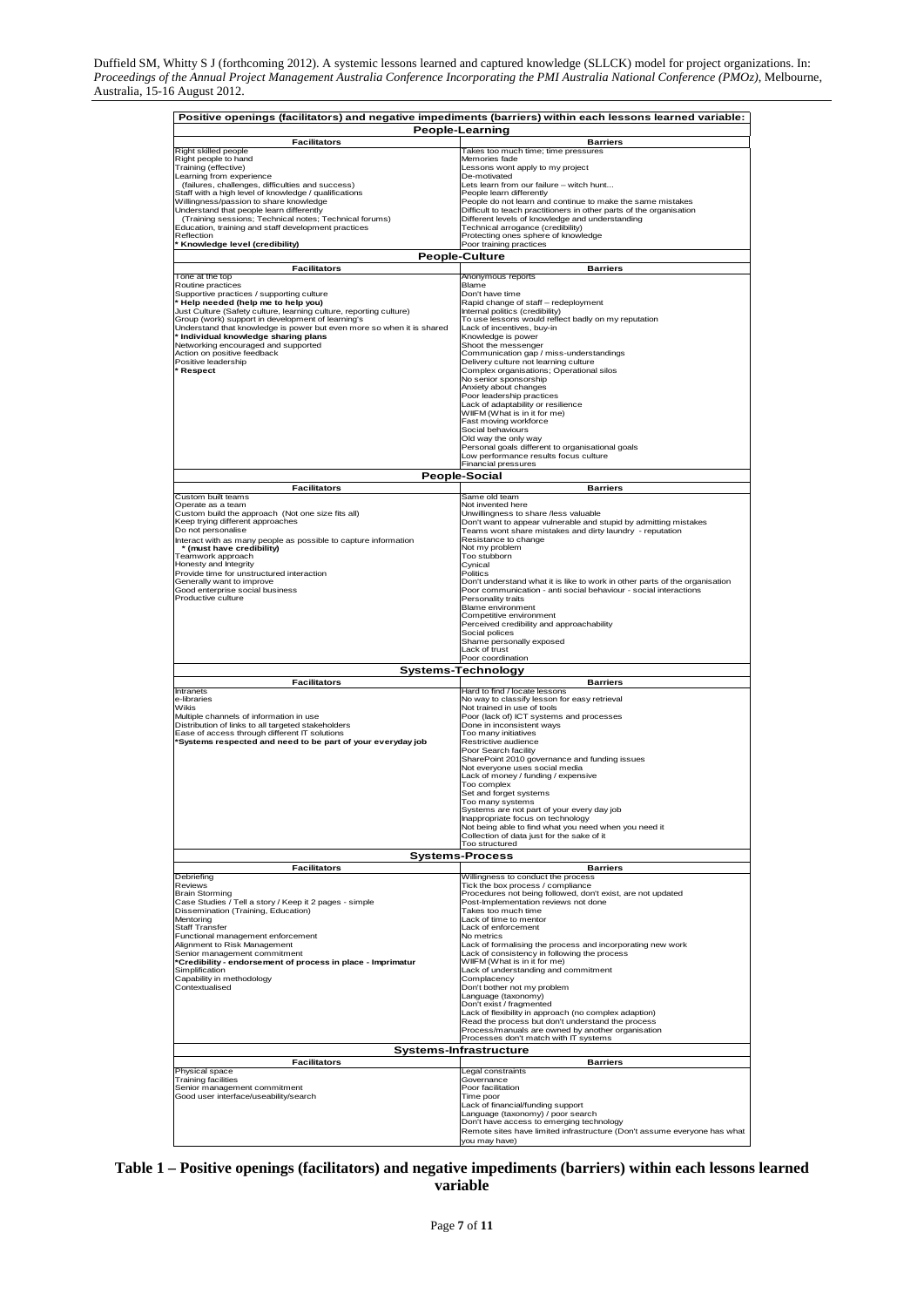| Positive openings (facilitators) and negative impediments (barriers) within each lessons learned variable: | |
|---|---|
| **People-Learning** | |
| **Facilitators** | **Barriers** |
| Right skilled people<br>Right people to hand<br>Training (effective)<br>Learning from experience<br>(failures, challenges, difficulties and success)<br>Staff with a high level of knowledge / qualifications<br>Willingness/passion to share knowledge<br>Understand that people learn differently<br>(Training sessions; Technical notes; Technical forums)<br>Education, training and staff development practices<br>Reflection<br>**\* Knowledge level (credibility)** | Takes too much time; time pressures<br>Memories fade<br>Lessons wont apply to my project<br>De-motivated<br>Lets learn from our failure – witch hunt...<br>People learn differently<br>People do not learn and continue to make the same mistakes<br>Difficult to teach practitioners in other parts of the organisation<br>Different levels of knowledge and understanding<br>Technical arrogance (credibility)<br>Protecting ones sphere of knowledge<br>Poor training practices |
| **People-Culture** | |
| **Facilitators** | **Barriers** |
| Tone at the top<br>Routine practices<br>Supportive practices / supporting culture<br>**\* Help needed (help me to help you)**<br>Just Culture (Safety culture, learning culture, reporting culture)<br>Group (work) support in development of learning's<br>Understand that knowledge is power but even more so when it is shared<br>**\* Individual knowledge sharing plans**<br>Networking encouraged and supported<br>Action on positive feedback<br>Positive leadership<br>**\* Respect** | Anonymous reports<br>Blame<br>Don't have time<br>Rapid change of staff – redeployment<br>Internal politics (credibility)<br>To use lessons would reflect badly on my reputation<br>Lack of incentives, buy-in<br>Knowledge is power<br>Shoot the messenger<br>Communication gap / miss-understandings<br>Delivery culture not learning culture<br>Complex organisations; Operational silos<br>No senior sponsorship<br>Anxiety about changes<br>Poor leadership practices<br>Lack of adaptability or resilience<br>WIIFM (What is in it for me)<br>Fast moving workforce<br>Social behaviours<br>Old way the only way<br>Personal goals different to organisational goals<br>Low performance results focus culture<br>Financial pressures |
| **People-Social** | |
| **Facilitators** | **Barriers** |
| Custom built teams<br>Operate as a team<br>Custom build the approach (Not one size fits all)<br>Keep trying different approaches<br>Do not personalise<br>Interact with as many people as possible to capture information<br>**\* (must have credibility)**<br>Teamwork approach<br>Honesty and Integrity<br>Provide time for unstructured interaction<br>Generally want to improve<br>Good enterprise social business<br>Productive culture | Same old team<br>Not invented here<br>Unwillingness to share /less valuable<br>Don't want to appear vulnerable and stupid by admitting mistakes<br>Teams wont share mistakes and dirty laundry - reputation<br>Resistance to change<br>Not my problem<br>Too stubborn<br>Cynical<br>Politics<br>Don't understand what it is like to work in other parts of the organisation<br>Poor communication - anti social behaviour - social interactions<br>Personality traits<br>Blame environment<br>Competitive environment<br>Perceived credibility and approachability<br>Social polices<br>Shame personally exposed<br>Lack of trust<br>Poor coordination |
| **Systems-Technology** | |
| **Facilitators** | **Barriers** |
| Intranets<br>e-libraries<br>Wikis<br>Multiple channels of information in use<br>Distribution of links to all targeted stakeholders<br>Ease of access through different IT solutions<br>**\*Systems respected and need to be part of your everyday job** | Hard to find / locate lessons<br>No way to classify lesson for easy retrieval<br>Not trained in use of tools<br>Poor (lack of) ICT systems and processes<br>Done in inconsistent ways<br>Too many initiatives<br>Restrictive audience<br>Poor Search facility<br>SharePoint 2010 governance and funding issues<br>Not everyone uses social media<br>Lack of money / funding / expensive<br>Too complex<br>Set and forget systems<br>Too many systems<br>Systems are not part of your every day job<br>Inappropriate focus on technology<br>Not being able to find what you need when you need it<br>Collection of data just for the sake of it<br>Too structured |
| **Systems-Process** | |
| **Facilitators** | **Barriers** |
| Debriefing<br>Reviews<br>Brain Storming<br>Case Studies / Tell a story / Keep it 2 pages - simple<br>Dissemination (Training, Education)<br>Mentoring<br>Staff Transfer<br>Functional management enforcement<br>Alignment to Risk Management<br>Senior management commitment<br>**\*Credibility - endorsement of process in place - Imprimatur**<br>Simplification<br>Capability in methodology<br>Contextualised | Willingness to conduct the process<br>Tick the box process / compliance<br>Procedures not being followed, don't exist, are not updated<br>Post-Implementation reviews not done<br>Takes too much time<br>Lack of time to mentor<br>Lack of enforcement<br>No metrics<br>Lack of formalising the process and incorporating new work<br>Lack of consistency in following the process<br>WIIFM (What is in it for me)<br>Lack of understanding and commitment<br>Complacency<br>Don't bother not my problem<br>Language (taxonomy)<br>Don't exist / fragmented<br>Lack of flexibility in approach (no complex adaption)<br>Read the process but don't understand the process<br>Process/manuals are owned by another organisation<br>Processes don't match with IT systems |
| **Systems-Infrastructure** | |
| **Facilitators** | **Barriers** |
| Physical space<br>Training facilities<br>Senior management commitment<br>Good user interface/useability/search | Legal constraints<br>Governance<br>Poor facilitation<br>Time poor<br>Lack of financial/funding support<br>Language (taxonomy) / poor search<br>Don't have access to emerging technology<br>Remote sites have limited infrastructure (Don't assume everyone has what you may have) |

**Table 1 – Positive openings (facilitators) and negative impediments (barriers) within each lessons learned variable**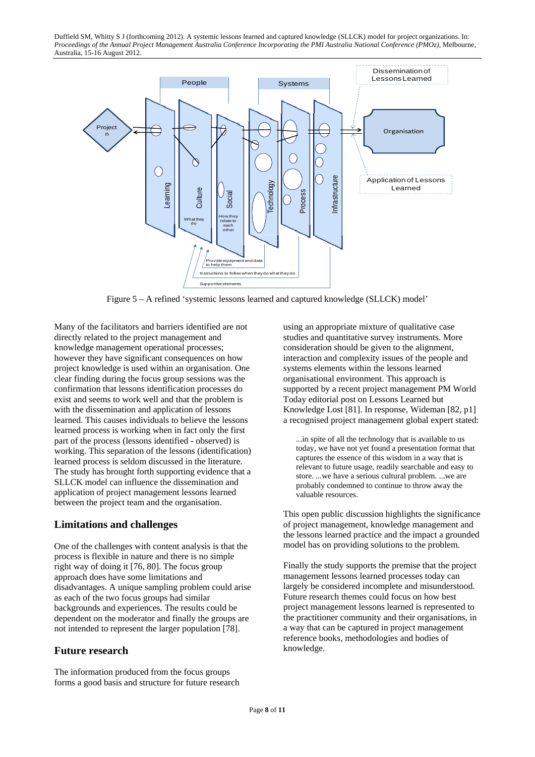Figure 5 – A refined 'systemic lessons learned and captured knowledge (SLLCK) model'

Many of the facilitators and barriers identified are not directly related to the project management and knowledge management operational processes; however they have significant consequences on how project knowledge is used within an organisation. One clear finding during the focus group sessions was the confirmation that lessons identification processes do exist and seems to work well and that the problem is with the dissemination and application of lessons learned. This causes individuals to believe the lessons learned process is working when in fact only the first part of the process (lessons identified - observed) is working. This separation of the lessons (identification) learned process is seldom discussed in the literature. The study has brought forth supporting evidence that a SLLCK model can influence the dissemination and application of project management lessons learned between the project team and the organisation.

## Limitations and challenges

One of the challenges with content analysis is that the process is flexible in nature and there is no simple right way of doing it [76, 80]. The focus group approach does have some limitations and disadvantages. A unique sampling problem could arise as each of the two focus groups had similar backgrounds and experiences. The results could be dependent on the moderator and finally the groups are not intended to represent the larger population [78].

## Future research

The information produced from the focus groups forms a good basis and structure for future research using an appropriate mixture of qualitative case studies and quantitative survey instruments. More consideration should be given to the alignment, interaction and complexity issues of the people and systems elements within the lessons learned organisational environment. This approach is supported by a recent project management PM World Today editorial post on Lessons Learned but Knowledge Lost [81]. In response, Wideman [82, p1] a recognised project management global expert stated:

> ...in spite of all the technology that is available to us today, we have not yet found a presentation format that captures the essence of this wisdom in a way that is relevant to future usage, readily searchable and easy to store. ...we have a serious cultural problem. ...we are probably condemned to continue to throw away the valuable resources.

This open public discussion highlights the significance of project management, knowledge management and the lessons learned practice and the impact a grounded model has on providing solutions to the problem.

Finally the study supports the premise that the project management lessons learned processes today can largely be considered incomplete and misunderstood. Future research themes could focus on how best project management lessons learned is represented to the practitioner community and their organisations, in a way that can be captured in project management reference books, methodologies and bodies of knowledge.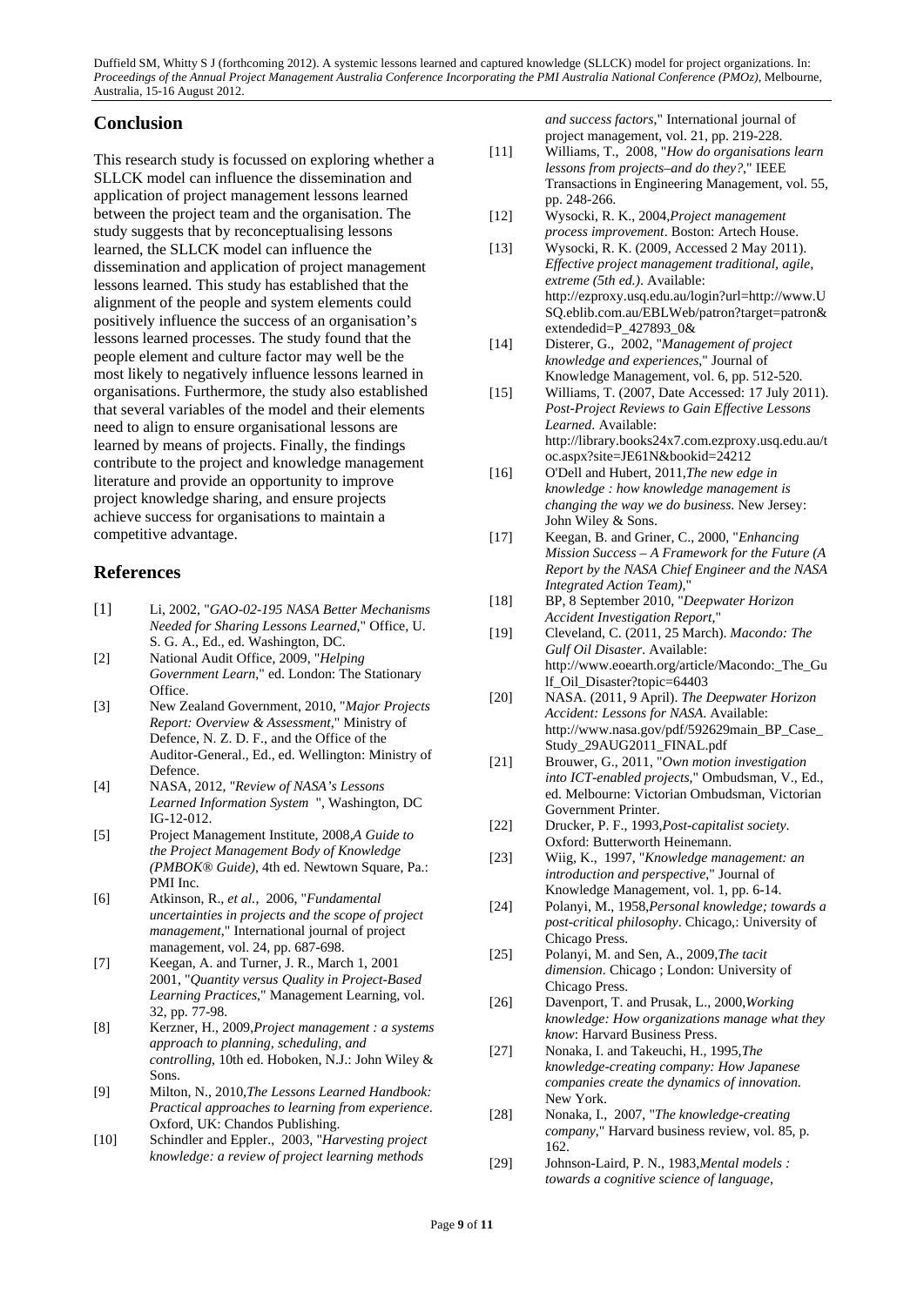## Conclusion

This research study is focussed on exploring whether a SLLCK model can influence the dissemination and application of project management lessons learned between the project team and the organisation. The study suggests that by reconceptualising lessons learned, the SLLCK model can influence the dissemination and application of project management lessons learned. This study has established that the alignment of the people and system elements could positively influence the success of an organisation's lessons learned processes. The study found that the people element and culture factor may well be the most likely to negatively influence lessons learned in organisations. Furthermore, the study also established that several variables of the model and their elements need to align to ensure organisational lessons are learned by means of projects. Finally, the findings contribute to the project and knowledge management literature and provide an opportunity to improve project knowledge sharing, and ensure projects achieve success for organisations to maintain a competitive advantage.

## References

[1] Li, 2002, "*GAO-02-195 NASA Better Mechanisms Needed for Sharing Lessons Learned*," Office, U. S. G. A., Ed., ed. Washington, DC.

[2] National Audit Office, 2009, "*Helping Government Learn*," ed. London: The Stationary Office.

[3] New Zealand Government, 2010, "*Major Projects Report: Overview & Assessment*," Ministry of Defence, N. Z. D. F., and the Office of the Auditor-General., Ed., ed. Wellington: Ministry of Defence.

[4] NASA, 2012, "*Review of NASA's Lessons Learned Information System* ", Washington, DC IG-12-012.

[5] Project Management Institute, 2008,*A Guide to the Project Management Body of Knowledge (PMBOK® Guide)*, 4th ed. Newtown Square, Pa.: PMI Inc.

[6] Atkinson, R., *et al.*, 2006, "*Fundamental uncertainties in projects and the scope of project management*," International journal of project management, vol. 24, pp. 687-698.

[7] Keegan, A. and Turner, J. R., March 1, 2001 2001, "*Quantity versus Quality in Project-Based Learning Practices*," Management Learning, vol. 32, pp. 77-98.

[8] Kerzner, H., 2009,*Project management : a systems approach to planning, scheduling, and controlling*, 10th ed. Hoboken, N.J.: John Wiley & Sons.

[9] Milton, N., 2010,*The Lessons Learned Handbook: Practical approaches to learning from experience*. Oxford, UK: Chandos Publishing.

[10] Schindler and Eppler., 2003, "*Harvesting project knowledge: a review of project learning methods and success factors*," International journal of project management, vol. 21, pp. 219-228.

[11] Williams, T., 2008, "*How do organisations learn lessons from projects–and do they?*," IEEE Transactions in Engineering Management, vol. 55, pp. 248-266.

[12] Wysocki, R. K., 2004,*Project management process improvement*. Boston: Artech House.

[13] Wysocki, R. K. (2009, Accessed 2 May 2011). *Effective project management traditional, agile, extreme (5th ed.)*. Available: http://ezproxy.usq.edu.au/login?url=http://www.USQ.eblib.com.au/EBLWeb/patron?target=patron&extendedid=P_427893_0&

[14] Disterer, G., 2002, "*Management of project knowledge and experiences*," Journal of Knowledge Management, vol. 6, pp. 512-520.

[15] Williams, T. (2007, Date Accessed: 17 July 2011). *Post-Project Reviews to Gain Effective Lessons Learned*. Available: http://library.books24x7.com.ezproxy.usq.edu.au/toc.aspx?site=JE61N&bookid=24212

[16] O'Dell and Hubert, 2011,*The new edge in knowledge : how knowledge management is changing the way we do business*. New Jersey: John Wiley & Sons.

[17] Keegan, B. and Griner, C., 2000, "*Enhancing Mission Success – A Framework for the Future (A Report by the NASA Chief Engineer and the NASA Integrated Action Team)*,"

[18] BP, 8 September 2010, "*Deepwater Horizon Accident Investigation Report*,"

[19] Cleveland, C. (2011, 25 March). *Macondo: The Gulf Oil Disaster*. Available: http://www.eoearth.org/article/Macondo:_The_Gulf_Oil_Disaster?topic=64403

[20] NASA. (2011, 9 April). *The Deepwater Horizon Accident: Lessons for NASA*. Available: http://www.nasa.gov/pdf/592629main_BP_Case_Study_29AUG2011_FINAL.pdf

[21] Brouwer, G., 2011, "*Own motion investigation into ICT-enabled projects*," Ombudsman, V., Ed., ed. Melbourne: Victorian Ombudsman, Victorian Government Printer.

[22] Drucker, P. F., 1993,*Post-capitalist society*. Oxford: Butterworth Heinemann.

[23] Wiig, K., 1997, "*Knowledge management: an introduction and perspective*," Journal of Knowledge Management, vol. 1, pp. 6-14.

[24] Polanyi, M., 1958,*Personal knowledge; towards a post-critical philosophy*. Chicago,: University of Chicago Press.

[25] Polanyi, M. and Sen, A., 2009,*The tacit dimension*. Chicago ; London: University of Chicago Press.

[26] Davenport, T. and Prusak, L., 2000,*Working knowledge: How organizations manage what they know*: Harvard Business Press.

[27] Nonaka, I. and Takeuchi, H., 1995,*The knowledge-creating company: How Japanese companies create the dynamics of innovation*. New York.

[28] Nonaka, I., 2007, "*The knowledge-creating company*," Harvard business review, vol. 85, p. 162.

[29] Johnson-Laird, P. N., 1983,*Mental models : towards a cognitive science of language,*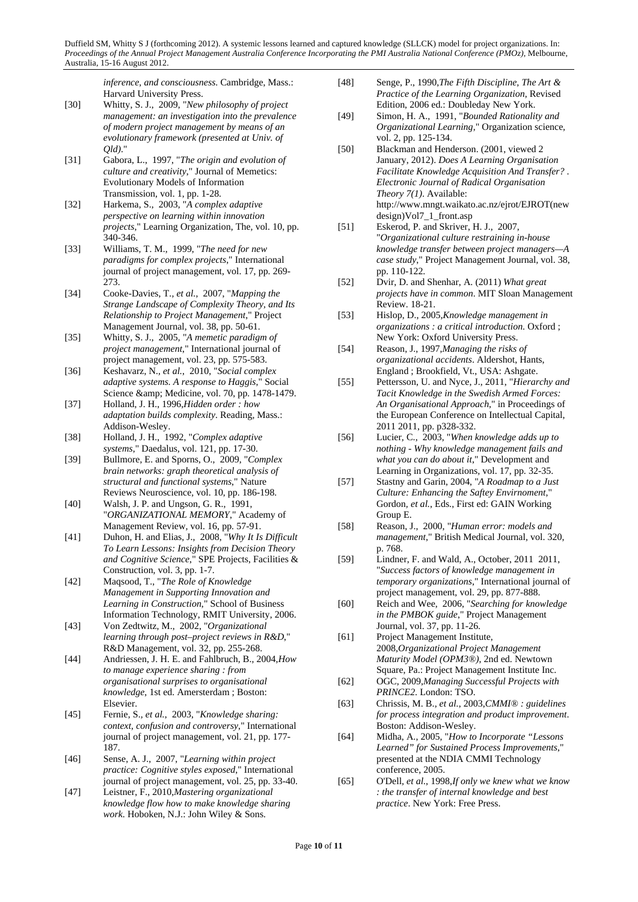inference, and consciousness.* Cambridge, Mass.: Harvard University Press.

[30] Whitty, S. J., 2009, "*New philosophy of project management: an investigation into the prevalence of modern project management by means of an evolutionary framework (presented at Univ. of Qld).*"

[31] Gabora, L., 1997, "*The origin and evolution of culture and creativity*," Journal of Memetics: Evolutionary Models of Information Transmission, vol. 1, pp. 1-28.

[32] Harkema, S., 2003, "*A complex adaptive perspective on learning within innovation projects*," Learning Organization, The, vol. 10, pp. 340-346.

[33] Williams, T. M., 1999, "*The need for new paradigms for complex projects*," International journal of project management, vol. 17, pp. 269-273.

[34] Cooke-Davies, T., *et al.*, 2007, "*Mapping the Strange Landscape of Complexity Theory, and Its Relationship to Project Management*," Project Management Journal, vol. 38, pp. 50-61.

[35] Whitty, S. J., 2005, "*A memetic paradigm of project management*," International journal of project management, vol. 23, pp. 575-583.

[36] Keshavarz, N., *et al.*, 2010, "*Social complex adaptive systems. A response to Haggis*," Social Science &amp; Medicine, vol. 70, pp. 1478-1479.

[37] Holland, J. H., 1996,*Hidden order : how adaptation builds complexity*. Reading, Mass.: Addison-Wesley.

[38] Holland, J. H., 1992, "*Complex adaptive systems*," Daedalus, vol. 121, pp. 17-30.

[39] Bullmore, E. and Sporns, O., 2009, "*Complex brain networks: graph theoretical analysis of structural and functional systems*," Nature Reviews Neuroscience, vol. 10, pp. 186-198.

[40] Walsh, J. P. and Ungson, G. R., 1991, "*ORGANIZATIONAL MEMORY*," Academy of Management Review, vol. 16, pp. 57-91.

[41] Duhon, H. and Elias, J., 2008, "*Why It Is Difficult To Learn Lessons: Insights from Decision Theory and Cognitive Science*," SPE Projects, Facilities & Construction, vol. 3, pp. 1-7.

[42] Maqsood, T., "*The Role of Knowledge Management in Supporting Innovation and Learning in Construction*," School of Business Information Technology, RMIT University, 2006.

[43] Von Zedtwitz, M., 2002, "*Organizational learning through post–project reviews in R&D*," R&D Management, vol. 32, pp. 255-268.

[44] Andriessen, J. H. E. and Fahlbruch, B., 2004,*How to manage experience sharing : from organisational surprises to organisational knowledge*, 1st ed. Amersterdam ; Boston: Elsevier.

[45] Fernie, S., *et al.*, 2003, "*Knowledge sharing: context, confusion and controversy*," International journal of project management, vol. 21, pp. 177-187.

[46] Sense, A. J., 2007, "*Learning within project practice: Cognitive styles exposed*," International journal of project management, vol. 25, pp. 33-40.

[47] Leistner, F., 2010,*Mastering organizational knowledge flow how to make knowledge sharing work*. Hoboken, N.J.: John Wiley & Sons.

[48] Senge, P., 1990,*The Fifth Discipline, The Art & Practice of the Learning Organization*, Revised Edition, 2006 ed.: Doubleday New York.

[49] Simon, H. A., 1991, "*Bounded Rationality and Organizational Learning*," Organization science, vol. 2, pp. 125-134.

[50] Blackman and Henderson. (2001, viewed 2 January, 2012). *Does A Learning Organisation Facilitate Knowledge Acquisition And Transfer? . Electronic Journal of Radical Organisation Theory 7(1)*. Available: http://www.mngt.waikato.ac.nz/ejrot/EJROT(newdesign)Vol7_1_front.asp

[51] Eskerod, P. and Skriver, H. J., 2007, "*Organizational culture restraining in-house knowledge transfer between project managers—A case study*," Project Management Journal, vol. 38, pp. 110-122.

[52] Dvir, D. and Shenhar, A. (2011) *What great projects have in common*. MIT Sloan Management Review. 18-21.

[53] Hislop, D., 2005,*Knowledge management in organizations : a critical introduction*. Oxford ; New York: Oxford University Press.

[54] Reason, J., 1997,*Managing the risks of organizational accidents*. Aldershot, Hants, England ; Brookfield, Vt., USA: Ashgate.

[55] Pettersson, U. and Nyce, J., 2011, "*Hierarchy and Tacit Knowledge in the Swedish Armed Forces: An Organisational Approach*," in Proceedings of the European Conference on Intellectual Capital, 2011 2011, pp. p328-332.

[56] Lucier, C., 2003, "*When knowledge adds up to nothing - Why knowledge management fails and what you can do about it*," Development and Learning in Organizations, vol. 17, pp. 32-35.

[57] Stastny and Garin, 2004, "*A Roadmap to a Just Culture: Enhancing the Saftey Envirnoment*," Gordon, *et al.*, Eds., First ed: GAIN Working Group E.

[58] Reason, J., 2000, "*Human error: models and management*," British Medical Journal, vol. 320, p. 768.

[59] Lindner, F. and Wald, A., October, 2011 2011, "*Success factors of knowledge management in temporary organizations*," International journal of project management, vol. 29, pp. 877-888.

[60] Reich and Wee, 2006, "*Searching for knowledge in the PMBOK guide*," Project Management Journal, vol. 37, pp. 11-26.

[61] Project Management Institute, 2008,*Organizational Project Management Maturity Model (OPM3®)*, 2nd ed. Newtown Square, Pa.: Project Management Institute Inc.

[62] OGC, 2009,*Managing Successful Projects with PRINCE2*. London: TSO.

[63] Chrissis, M. B., *et al.*, 2003,*CMMI® : guidelines for process integration and product improvement*. Boston: Addison-Wesley.

[64] Midha, A., 2005, "*How to Incorporate "Lessons Learned" for Sustained Process Improvements*," presented at the NDIA CMMI Technology conference, 2005.

[65] O'Dell, *et al.*, 1998,*If only we knew what we know : the transfer of internal knowledge and best practice*. New York: Free Press.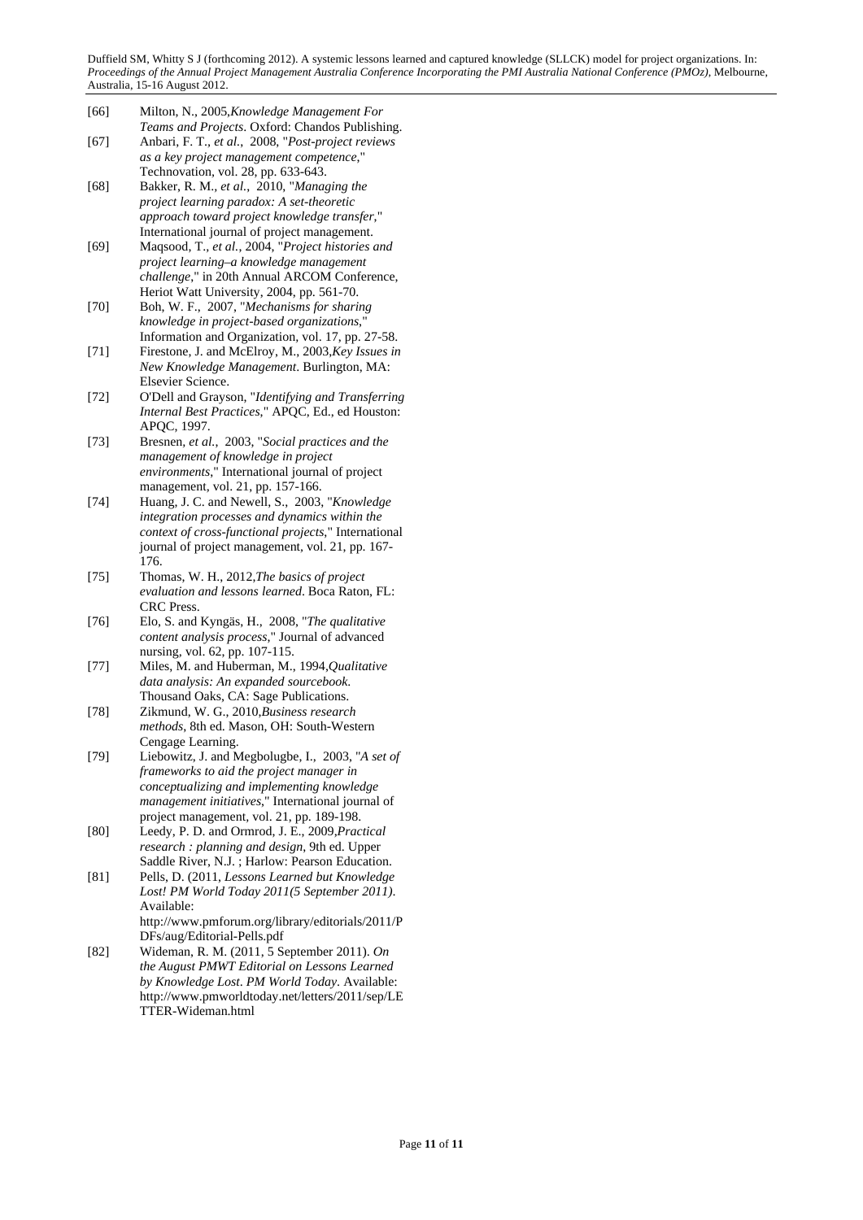[66] Milton, N., 2005,*Knowledge Management For Teams and Projects*. Oxford: Chandos Publishing.

[67] Anbari, F. T., *et al.*, 2008, "*Post-project reviews as a key project management competence*," Technovation, vol. 28, pp. 633-643.

[68] Bakker, R. M., *et al.*, 2010, "*Managing the project learning paradox: A set-theoretic approach toward project knowledge transfer*," International journal of project management.

[69] Maqsood, T., *et al.*, 2004, "*Project histories and project learning–a knowledge management challenge*," in 20th Annual ARCOM Conference, Heriot Watt University, 2004, pp. 561-70.

[70] Boh, W. F., 2007, "*Mechanisms for sharing knowledge in project-based organizations*," Information and Organization, vol. 17, pp. 27-58.

[71] Firestone, J. and McElroy, M., 2003,*Key Issues in New Knowledge Management*. Burlington, MA: Elsevier Science.

[72] O'Dell and Grayson, "*Identifying and Transferring Internal Best Practices*," APQC, Ed., ed Houston: APQC, 1997.

[73] Bresnen, *et al.*, 2003, "*Social practices and the management of knowledge in project environments*," International journal of project management, vol. 21, pp. 157-166.

[74] Huang, J. C. and Newell, S., 2003, "*Knowledge integration processes and dynamics within the context of cross-functional projects*," International journal of project management, vol. 21, pp. 167-176.

[75] Thomas, W. H., 2012,*The basics of project evaluation and lessons learned*. Boca Raton, FL: CRC Press.

[76] Elo, S. and Kyngäs, H., 2008, "*The qualitative content analysis process*," Journal of advanced nursing, vol. 62, pp. 107-115.

[77] Miles, M. and Huberman, M., 1994,*Qualitative data analysis: An expanded sourcebook*. Thousand Oaks, CA: Sage Publications.

[78] Zikmund, W. G., 2010,*Business research methods*, 8th ed. Mason, OH: South-Western Cengage Learning.

[79] Liebowitz, J. and Megbolugbe, I., 2003, "*A set of frameworks to aid the project manager in conceptualizing and implementing knowledge management initiatives*," International journal of project management, vol. 21, pp. 189-198.

[80] Leedy, P. D. and Ormrod, J. E., 2009,*Practical research : planning and design*, 9th ed. Upper Saddle River, N.J. ; Harlow: Pearson Education.

[81] Pells, D. (2011, *Lessons Learned but Knowledge Lost! PM World Today 2011(5 September 2011)*. Available: http://www.pmforum.org/library/editorials/2011/PDFs/aug/Editorial-Pells.pdf

[82] Wideman, R. M. (2011, 5 September 2011). *On the August PMWT Editorial on Lessons Learned by Knowledge Lost*. *PM World Today*. Available: http://www.pmworldtoday.net/letters/2011/sep/LETTER-Wideman.html